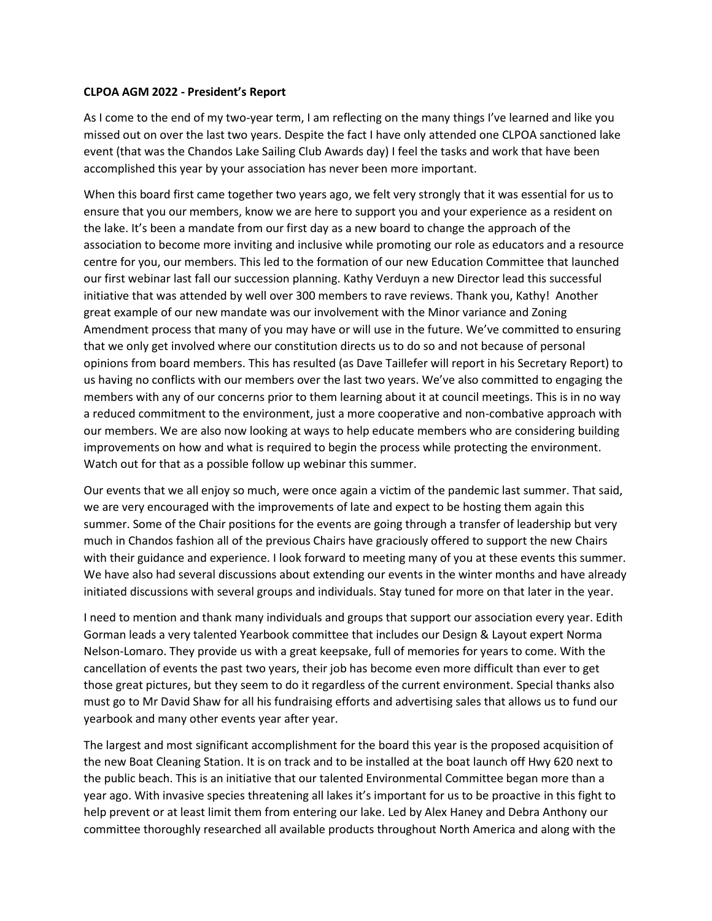**CLPOA AGM 2022 - President's Report**

As I come to the end of my two-year term, I am reflecting on the many things I've learned and like you missed out on over the last two years. Despite the fact I have only attended one CLPOA sanctioned lake event (that was the Chandos Lake Sailing Club Awards day) I feel the tasks and work that have been accomplished this year by your association has never been more important.

When this board first came together two years ago, we felt very strongly that it was essential for us to ensure that you our members, know we are here to support you and your experience as a resident on the lake. It's been a mandate from our first day as a new board to change the approach of the association to become more inviting and inclusive while promoting our role as educators and a resource centre for you, our members. This led to the formation of our new Education Committee that launched our first webinar last fall our succession planning. Kathy Verduyn a new Director lead this successful initiative that was attended by well over 300 members to rave reviews. Thank you, Kathy! Another great example of our new mandate was our involvement with the Minor variance and Zoning Amendment process that many of you may have or will use in the future. We've committed to ensuring that we only get involved where our constitution directs us to do so and not because of personal opinions from board members. This has resulted (as Dave Taillefer will report in his Secretary Report) to us having no conflicts with our members over the last two years. We've also committed to engaging the members with any of our concerns prior to them learning about it at council meetings. This is in no way a reduced commitment to the environment, just a more cooperative and non-combative approach with our members. We are also now looking at ways to help educate members who are considering building improvements on how and what is required to begin the process while protecting the environment. Watch out for that as a possible follow up webinar this summer.

Our events that we all enjoy so much, were once again a victim of the pandemic last summer. That said, we are very encouraged with the improvements of late and expect to be hosting them again this summer. Some of the Chair positions for the events are going through a transfer of leadership but very much in Chandos fashion all of the previous Chairs have graciously offered to support the new Chairs with their guidance and experience. I look forward to meeting many of you at these events this summer. We have also had several discussions about extending our events in the winter months and have already initiated discussions with several groups and individuals. Stay tuned for more on that later in the year.

I need to mention and thank many individuals and groups that support our association every year. Edith Gorman leads a very talented Yearbook committee that includes our Design & Layout expert Norma Nelson-Lomaro. They provide us with a great keepsake, full of memories for years to come. With the cancellation of events the past two years, their job has become even more difficult than ever to get those great pictures, but they seem to do it regardless of the current environment. Special thanks also must go to Mr David Shaw for all his fundraising efforts and advertising sales that allows us to fund our yearbook and many other events year after year.

The largest and most significant accomplishment for the board this year is the proposed acquisition of the new Boat Cleaning Station. It is on track and to be installed at the boat launch off Hwy 620 next to the public beach. This is an initiative that our talented Environmental Committee began more than a year ago. With invasive species threatening all lakes it's important for us to be proactive in this fight to help prevent or at least limit them from entering our lake. Led by Alex Haney and Debra Anthony our committee thoroughly researched all available products throughout North America and along with the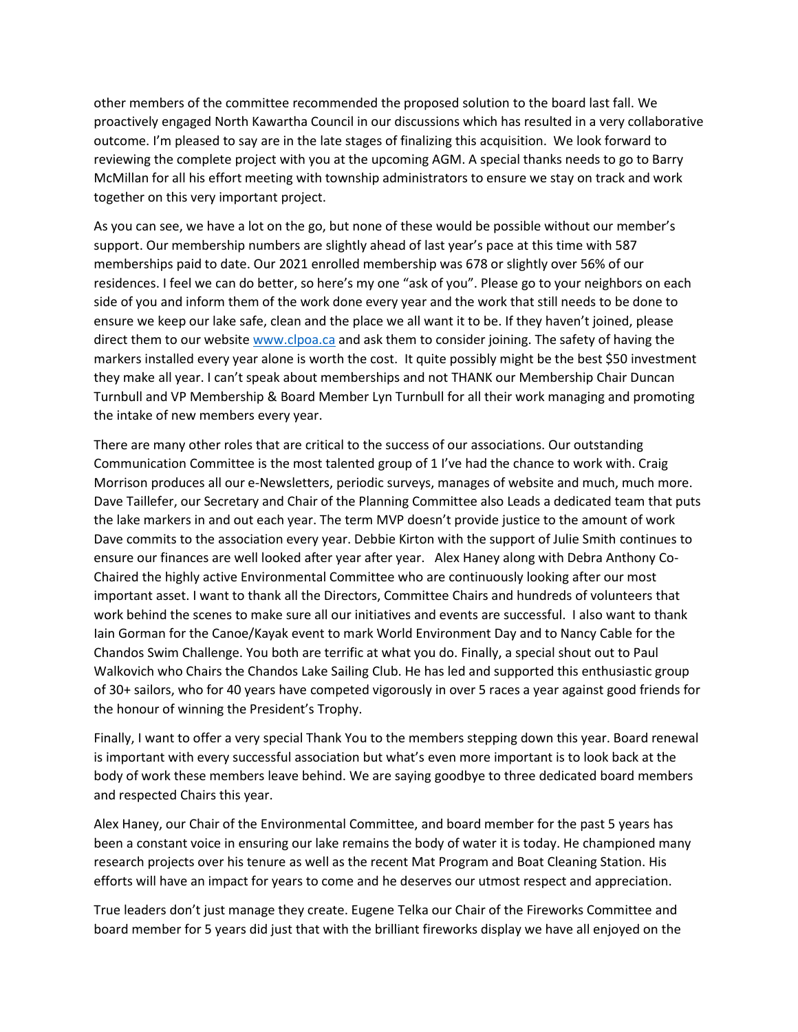other members of the committee recommended the proposed solution to the board last fall. We proactively engaged North Kawartha Council in our discussions which has resulted in a very collaborative outcome. I'm pleased to say are in the late stages of finalizing this acquisition. We look forward to reviewing the complete project with you at the upcoming AGM. A special thanks needs to go to Barry McMillan for all his effort meeting with township administrators to ensure we stay on track and work together on this very important project.

As you can see, we have a lot on the go, but none of these would be possible without our member's support. Our membership numbers are slightly ahead of last year's pace at this time with 587 memberships paid to date. Our 2021 enrolled membership was 678 or slightly over 56% of our residences. I feel we can do better, so here's my one "ask of you". Please go to your neighbors on each side of you and inform them of the work done every year and the work that still needs to be done to ensure we keep our lake safe, clean and the place we all want it to be. If they haven't joined, please direct them to our website [www.clpoa.ca](http://www.clpoa.ca) and ask them to consider joining. The safety of having the markers installed every year alone is worth the cost. It quite possibly might be the best $50 investment they make all year. I can't speak about memberships and not THANK our Membership Chair Duncan Turnbull and VP Membership & Board Member Lyn Turnbull for all their work managing and promoting the intake of new members every year.

There are many other roles that are critical to the success of our associations. Our outstanding Communication Committee is the most talented group of 1 I've had the chance to work with. Craig Morrison produces all our e-Newsletters, periodic surveys, manages of website and much, much more. Dave Taillefer, our Secretary and Chair of the Planning Committee also Leads a dedicated team that puts the lake markers in and out each year. The term MVP doesn't provide justice to the amount of work Dave commits to the association every year. Debbie Kirton with the support of Julie Smith continues to ensure our finances are well looked after year after year. Alex Haney along with Debra Anthony Co-Chaired the highly active Environmental Committee who are continuously looking after our most important asset. I want to thank all the Directors, Committee Chairs and hundreds of volunteers that work behind the scenes to make sure all our initiatives and events are successful. I also want to thank Iain Gorman for the Canoe/Kayak event to mark World Environment Day and to Nancy Cable for the Chandos Swim Challenge. You both are terrific at what you do. Finally, a special shout out to Paul Walkovich who Chairs the Chandos Lake Sailing Club. He has led and supported this enthusiastic group of 30+ sailors, who for 40 years have competed vigorously in over 5 races a year against good friends for the honour of winning the President's Trophy.

Finally, I want to offer a very special Thank You to the members stepping down this year. Board renewal is important with every successful association but what's even more important is to look back at the body of work these members leave behind. We are saying goodbye to three dedicated board members and respected Chairs this year.

Alex Haney, our Chair of the Environmental Committee, and board member for the past 5 years has been a constant voice in ensuring our lake remains the body of water it is today. He championed many research projects over his tenure as well as the recent Mat Program and Boat Cleaning Station. His efforts will have an impact for years to come and he deserves our utmost respect and appreciation.

True leaders don't just manage they create. Eugene Telka our Chair of the Fireworks Committee and board member for 5 years did just that with the brilliant fireworks display we have all enjoyed on the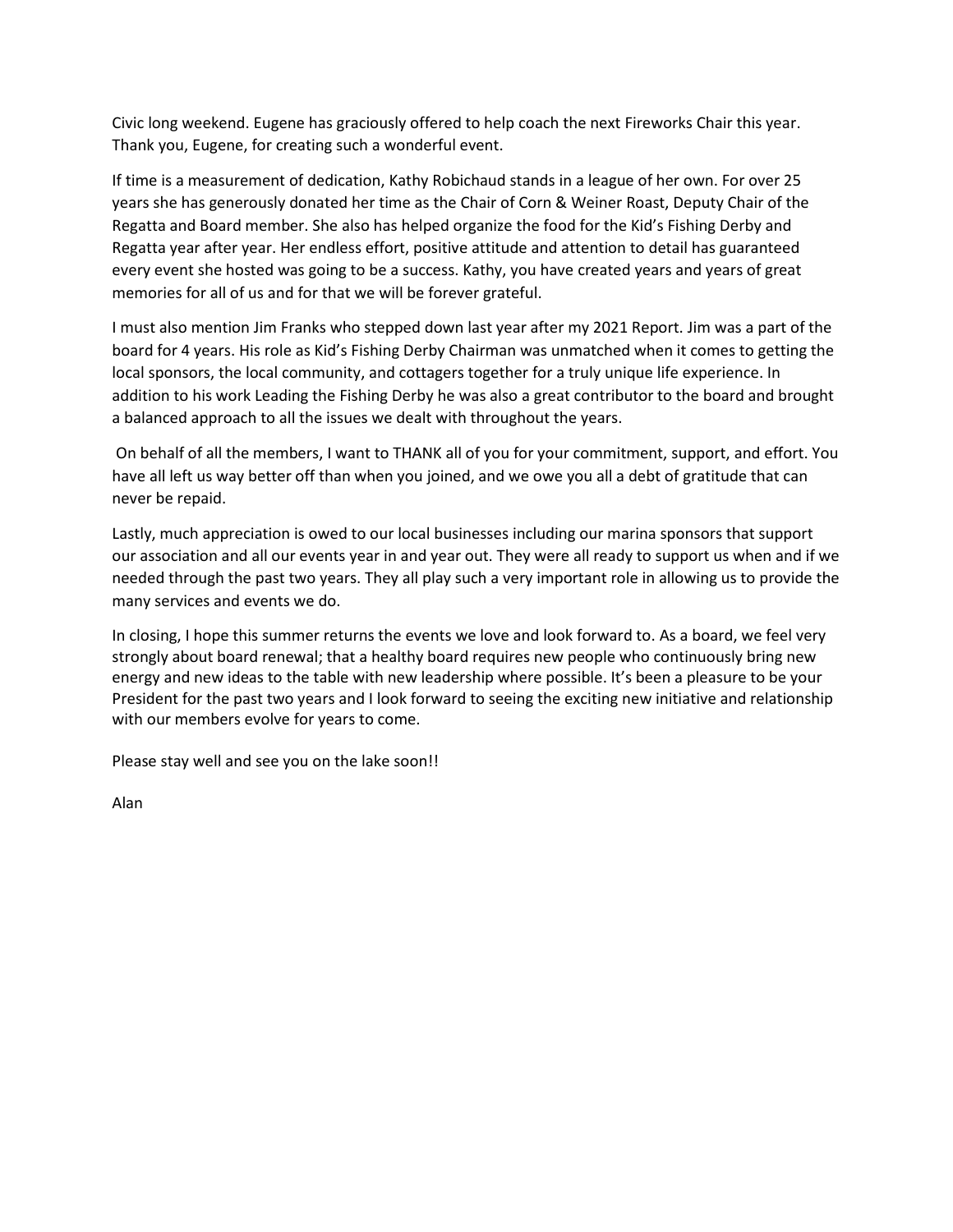Civic long weekend. Eugene has graciously offered to help coach the next Fireworks Chair this year. Thank you, Eugene, for creating such a wonderful event.

If time is a measurement of dedication, Kathy Robichaud stands in a league of her own. For over 25 years she has generously donated her time as the Chair of Corn & Weiner Roast, Deputy Chair of the Regatta and Board member. She also has helped organize the food for the Kid's Fishing Derby and Regatta year after year. Her endless effort, positive attitude and attention to detail has guaranteed every event she hosted was going to be a success. Kathy, you have created years and years of great memories for all of us and for that we will be forever grateful.

I must also mention Jim Franks who stepped down last year after my 2021 Report. Jim was a part of the board for 4 years. His role as Kid's Fishing Derby Chairman was unmatched when it comes to getting the local sponsors, the local community, and cottagers together for a truly unique life experience. In addition to his work Leading the Fishing Derby he was also a great contributor to the board and brought a balanced approach to all the issues we dealt with throughout the years.

On behalf of all the members, I want to THANK all of you for your commitment, support, and effort. You have all left us way better off than when you joined, and we owe you all a debt of gratitude that can never be repaid.

Lastly, much appreciation is owed to our local businesses including our marina sponsors that support our association and all our events year in and year out. They were all ready to support us when and if we needed through the past two years. They all play such a very important role in allowing us to provide the many services and events we do.

In closing, I hope this summer returns the events we love and look forward to. As a board, we feel very strongly about board renewal; that a healthy board requires new people who continuously bring new energy and new ideas to the table with new leadership where possible. It's been a pleasure to be your President for the past two years and I look forward to seeing the exciting new initiative and relationship with our members evolve for years to come.

Please stay well and see you on the lake soon!!

Alan